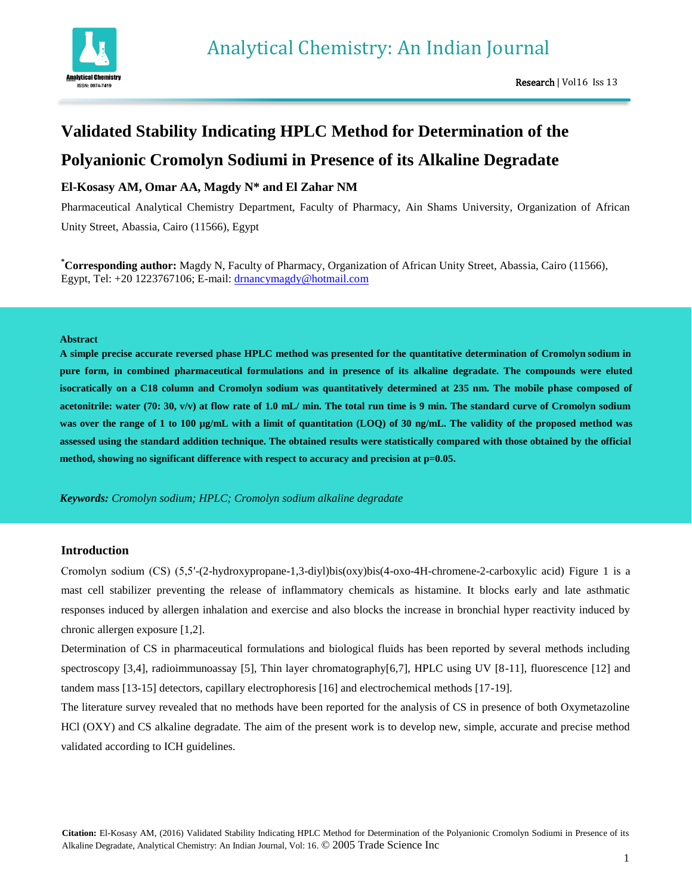# Validated Stability Indicating HPLC Method for Determination of the Polyanionic Cromolyn Sodiumi in Presence of its Alkaline Degradate

**El-Kosasy AM, Omar AA, Magdy N* and El Zahar NM**

Pharmaceutical Analytical Chemistry Department, Faculty of Pharmacy, Ain Shams University, Organization of African Unity Street, Abassia, Cairo (11566), Egypt

***Corresponding author:** Magdy N, Faculty of Pharmacy, Organization of African Unity Street, Abassia, Cairo (11566), Egypt, Tel: +20 1223767106; E-mail: drnancymagdy@hotmail.com

### Abstract

**A simple precise accurate reversed phase HPLC method was presented for the quantitative determination of Cromolyn sodium in pure form, in combined pharmaceutical formulations and in presence of its alkaline degradate. The compounds were eluted isocratically on a C18 column and Cromolyn sodium was quantitatively determined at 235 nm. The mobile phase composed of acetonitrile: water (70: 30, v/v) at flow rate of 1.0 mL/ min. The total run time is 9 min. The standard curve of Cromolyn sodium was over the range of 1 to 100 µg/mL with a limit of quantitation (LOQ) of 30 ng/mL. The validity of the proposed method was assessed using the standard addition technique. The obtained results were statistically compared with those obtained by the official method, showing no significant difference with respect to accuracy and precision at p=0.05.**

***Keywords:*** *Cromolyn sodium; HPLC; Cromolyn sodium alkaline degradate*

## Introduction

Cromolyn sodium (CS) (5,5′-(2-hydroxypropane-1,3-diyl)bis(oxy)bis(4-oxo-4H-chromene-2-carboxylic acid) Figure 1 is a mast cell stabilizer preventing the release of inflammatory chemicals as histamine. It blocks early and late asthmatic responses induced by allergen inhalation and exercise and also blocks the increase in bronchial hyper reactivity induced by chronic allergen exposure [1,2].

Determination of CS in pharmaceutical formulations and biological fluids has been reported by several methods including spectroscopy [3,4], radioimmunoassay [5], Thin layer chromatography[6,7], HPLC using UV [8-11], fluorescence [12] and tandem mass [13-15] detectors, capillary electrophoresis [16] and electrochemical methods [17-19].

The literature survey revealed that no methods have been reported for the analysis of CS in presence of both Oxymetazoline HCl (OXY) and CS alkaline degradate. The aim of the present work is to develop new, simple, accurate and precise method validated according to ICH guidelines.

**Citation:** El-Kosasy AM, (2016) Validated Stability Indicating HPLC Method for Determination of the Polyanionic Cromolyn Sodiumi in Presence of its Alkaline Degradate, Analytical Chemistry: An Indian Journal, Vol: 16. © 2005 Trade Science Inc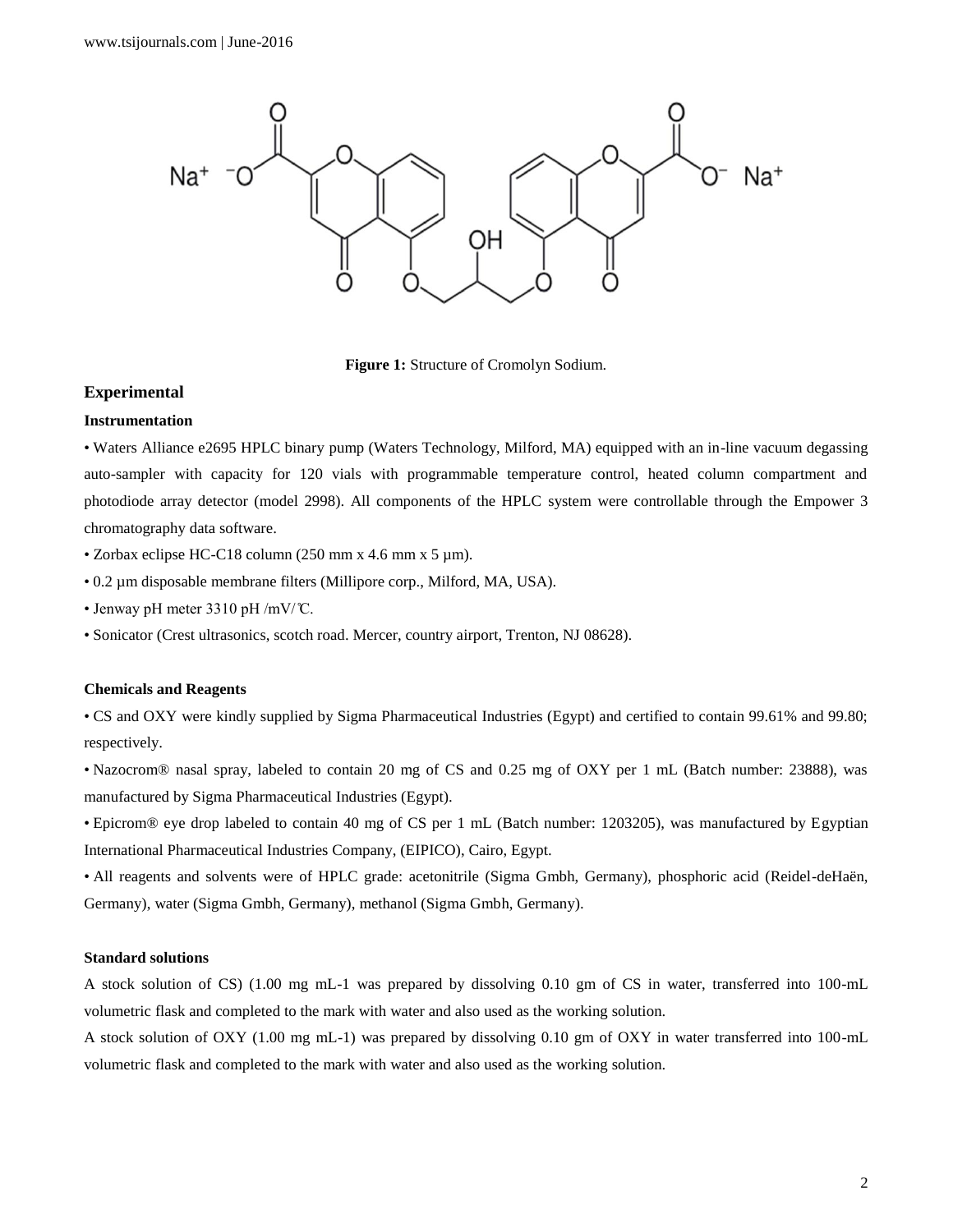Figure 1: Structure of Cromolyn Sodium.

## Experimental

### Instrumentation

- Waters Alliance e2695 HPLC binary pump (Waters Technology, Milford, MA) equipped with an in-line vacuum degassing auto-sampler with capacity for 120 vials with programmable temperature control, heated column compartment and photodiode array detector (model 2998). All components of the HPLC system were controllable through the Empower 3 chromatography data software.
- Zorbax eclipse HC-C18 column (250 mm x 4.6 mm x 5 µm).
- 0.2 µm disposable membrane filters (Millipore corp., Milford, MA, USA).
- Jenway pH meter 3310 pH /mV/℃.
- Sonicator (Crest ultrasonics, scotch road. Mercer, country airport, Trenton, NJ 08628).

### Chemicals and Reagents

- CS and OXY were kindly supplied by Sigma Pharmaceutical Industries (Egypt) and certified to contain 99.61% and 99.80; respectively.
- Nazocrom® nasal spray, labeled to contain 20 mg of CS and 0.25 mg of OXY per 1 mL (Batch number: 23888), was manufactured by Sigma Pharmaceutical Industries (Egypt).
- Epicrom® eye drop labeled to contain 40 mg of CS per 1 mL (Batch number: 1203205), was manufactured by Egyptian International Pharmaceutical Industries Company, (EIPICO), Cairo, Egypt.
- All reagents and solvents were of HPLC grade: acetonitrile (Sigma Gmbh, Germany), phosphoric acid (Reidel-deHaën, Germany), water (Sigma Gmbh, Germany), methanol (Sigma Gmbh, Germany).

### Standard solutions

A stock solution of CS) (1.00 mg mL-1 was prepared by dissolving 0.10 gm of CS in water, transferred into 100-mL volumetric flask and completed to the mark with water and also used as the working solution.

A stock solution of OXY (1.00 mg mL-1) was prepared by dissolving 0.10 gm of OXY in water transferred into 100-mL volumetric flask and completed to the mark with water and also used as the working solution.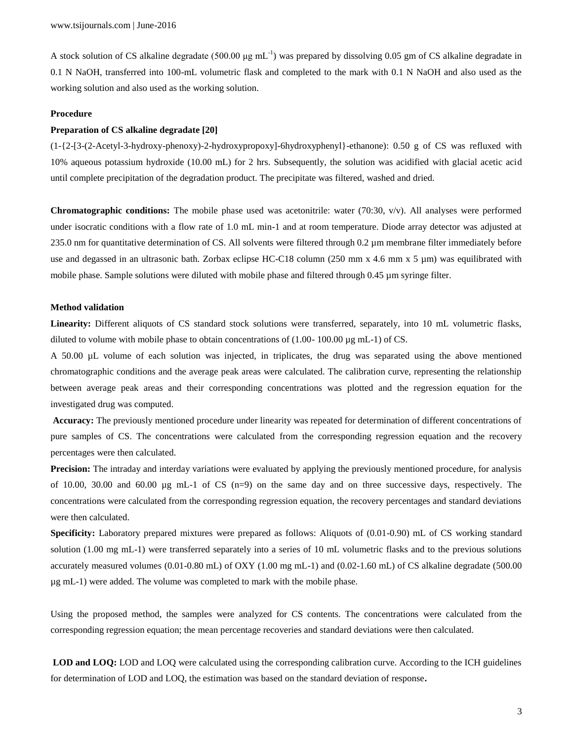A stock solution of CS alkaline degradate (500.00 µg $mL^{-1}$) was prepared by dissolving 0.05 gm of CS alkaline degradate in 0.1 N NaOH, transferred into 100-mL volumetric flask and completed to the mark with 0.1 N NaOH and also used as the working solution and also used as the working solution.

### Procedure

#### Preparation of CS alkaline degradate [20]

(1-{2-[3-(2-Acetyl-3-hydroxy-phenoxy)-2-hydroxypropoxy]-6hydroxyphenyl}-ethanone): 0.50 g of CS was refluxed with 10% aqueous potassium hydroxide (10.00 mL) for 2 hrs. Subsequently, the solution was acidified with glacial acetic acid until complete precipitation of the degradation product. The precipitate was filtered, washed and dried.

**Chromatographic conditions:** The mobile phase used was acetonitrile: water (70:30, v/v). All analyses were performed under isocratic conditions with a flow rate of 1.0 mL min-1 and at room temperature. Diode array detector was adjusted at 235.0 nm for quantitative determination of CS. All solvents were filtered through 0.2 µm membrane filter immediately before use and degassed in an ultrasonic bath. Zorbax eclipse HC-C18 column (250 mm x 4.6 mm x 5 µm) was equilibrated with mobile phase. Sample solutions were diluted with mobile phase and filtered through 0.45 µm syringe filter.

### Method validation

**Linearity:** Different aliquots of CS standard stock solutions were transferred, separately, into 10 mL volumetric flasks, diluted to volume with mobile phase to obtain concentrations of (1.00- 100.00 µg mL-1) of CS.

A 50.00 µL volume of each solution was injected, in triplicates, the drug was separated using the above mentioned chromatographic conditions and the average peak areas were calculated. The calibration curve, representing the relationship between average peak areas and their corresponding concentrations was plotted and the regression equation for the investigated drug was computed.

**Accuracy:** The previously mentioned procedure under linearity was repeated for determination of different concentrations of pure samples of CS. The concentrations were calculated from the corresponding regression equation and the recovery percentages were then calculated.

**Precision:** The intraday and interday variations were evaluated by applying the previously mentioned procedure, for analysis of 10.00, 30.00 and 60.00 µg mL-1 of CS (n=9) on the same day and on three successive days, respectively. The concentrations were calculated from the corresponding regression equation, the recovery percentages and standard deviations were then calculated.

**Specificity:** Laboratory prepared mixtures were prepared as follows: Aliquots of (0.01-0.90) mL of CS working standard solution (1.00 mg mL-1) were transferred separately into a series of 10 mL volumetric flasks and to the previous solutions accurately measured volumes (0.01-0.80 mL) of OXY (1.00 mg mL-1) and (0.02-1.60 mL) of CS alkaline degradate (500.00 µg mL-1) were added. The volume was completed to mark with the mobile phase.

Using the proposed method, the samples were analyzed for CS contents. The concentrations were calculated from the corresponding regression equation; the mean percentage recoveries and standard deviations were then calculated.

**LOD and LOQ:** LOD and LOQ were calculated using the corresponding calibration curve. According to the ICH guidelines for determination of LOD and LOQ, the estimation was based on the standard deviation of response.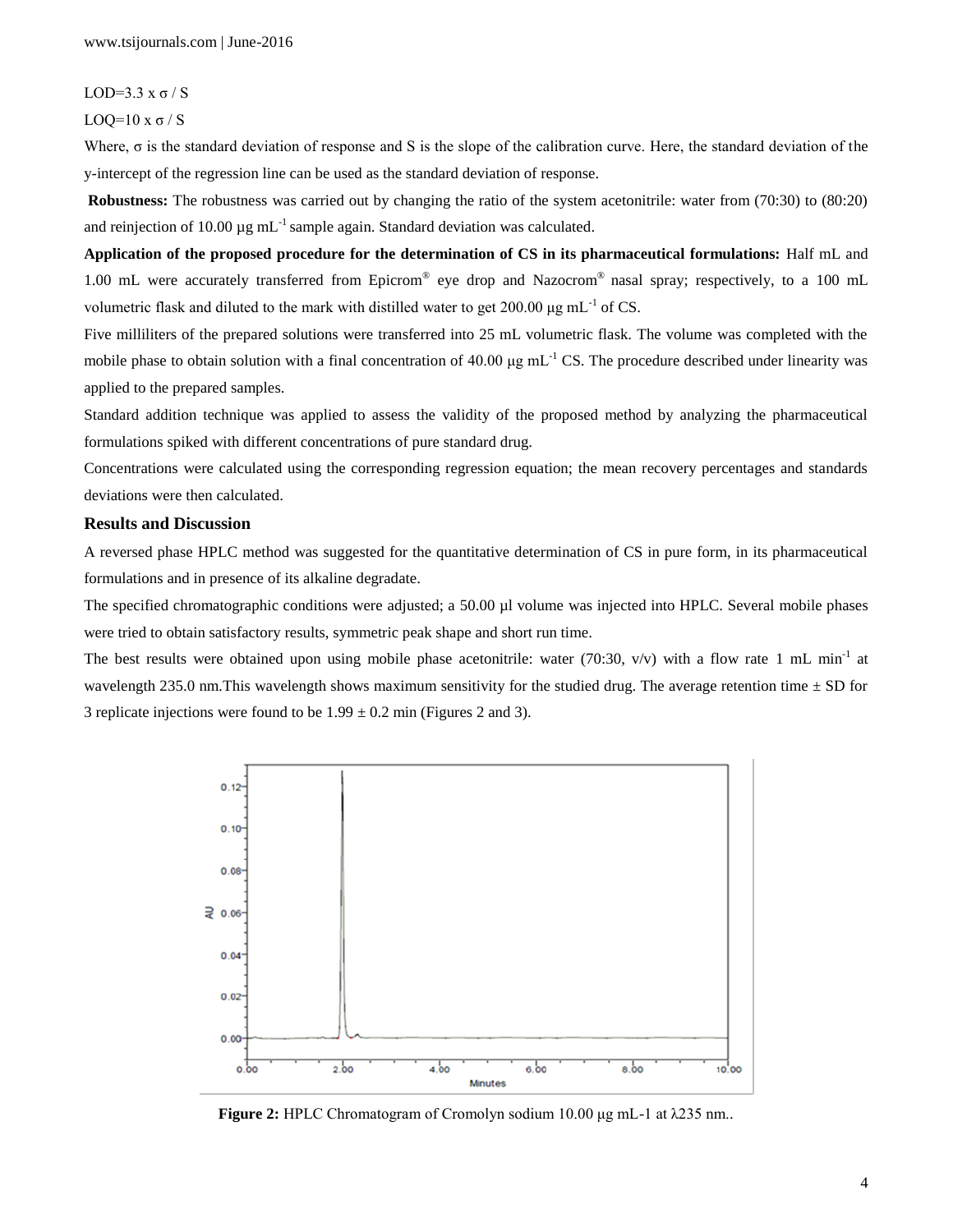$LOD=3.3 \times \sigma / S$

$LOQ=10 \times \sigma / S$

Where, σ is the standard deviation of response and S is the slope of the calibration curve. Here, the standard deviation of the y-intercept of the regression line can be used as the standard deviation of response.

**Robustness:** The robustness was carried out by changing the ratio of the system acetonitrile: water from (70:30) to (80:20) and reinjection of 10.00 µg $mL^{-1}$ sample again. Standard deviation was calculated.

**Application of the proposed procedure for the determination of CS in its pharmaceutical formulations:** Half mL and 1.00 mL were accurately transferred from Epicrom® eye drop and Nazocrom® nasal spray; respectively, to a 100 mL volumetric flask and diluted to the mark with distilled water to get 200.00 µg $mL^{-1}$ of CS.

Five milliliters of the prepared solutions were transferred into 25 mL volumetric flask. The volume was completed with the mobile phase to obtain solution with a final concentration of 40.00 µg $mL^{-1}$ CS. The procedure described under linearity was applied to the prepared samples.

Standard addition technique was applied to assess the validity of the proposed method by analyzing the pharmaceutical formulations spiked with different concentrations of pure standard drug.

Concentrations were calculated using the corresponding regression equation; the mean recovery percentages and standards deviations were then calculated.

## Results and Discussion

A reversed phase HPLC method was suggested for the quantitative determination of CS in pure form, in its pharmaceutical formulations and in presence of its alkaline degradate.

The specified chromatographic conditions were adjusted; a 50.00 µl volume was injected into HPLC. Several mobile phases were tried to obtain satisfactory results, symmetric peak shape and short run time.

The best results were obtained upon using mobile phase acetonitrile: water (70:30, v/v) with a flow rate 1 mL $min^{-1}$ at wavelength 235.0 nm.This wavelength shows maximum sensitivity for the studied drug. The average retention time ± SD for 3 replicate injections were found to be 1.99 ± 0.2 min (Figures 2 and 3).

AU

0.12
0.10
0.08
0.06
0.04
0.02
0.00

0.00 2.00 4.00 6.00 8.00 10.00

Minutes

**Figure 2:** HPLC Chromatogram of Cromolyn sodium 10.00 µg mL-1 at λ235 nm..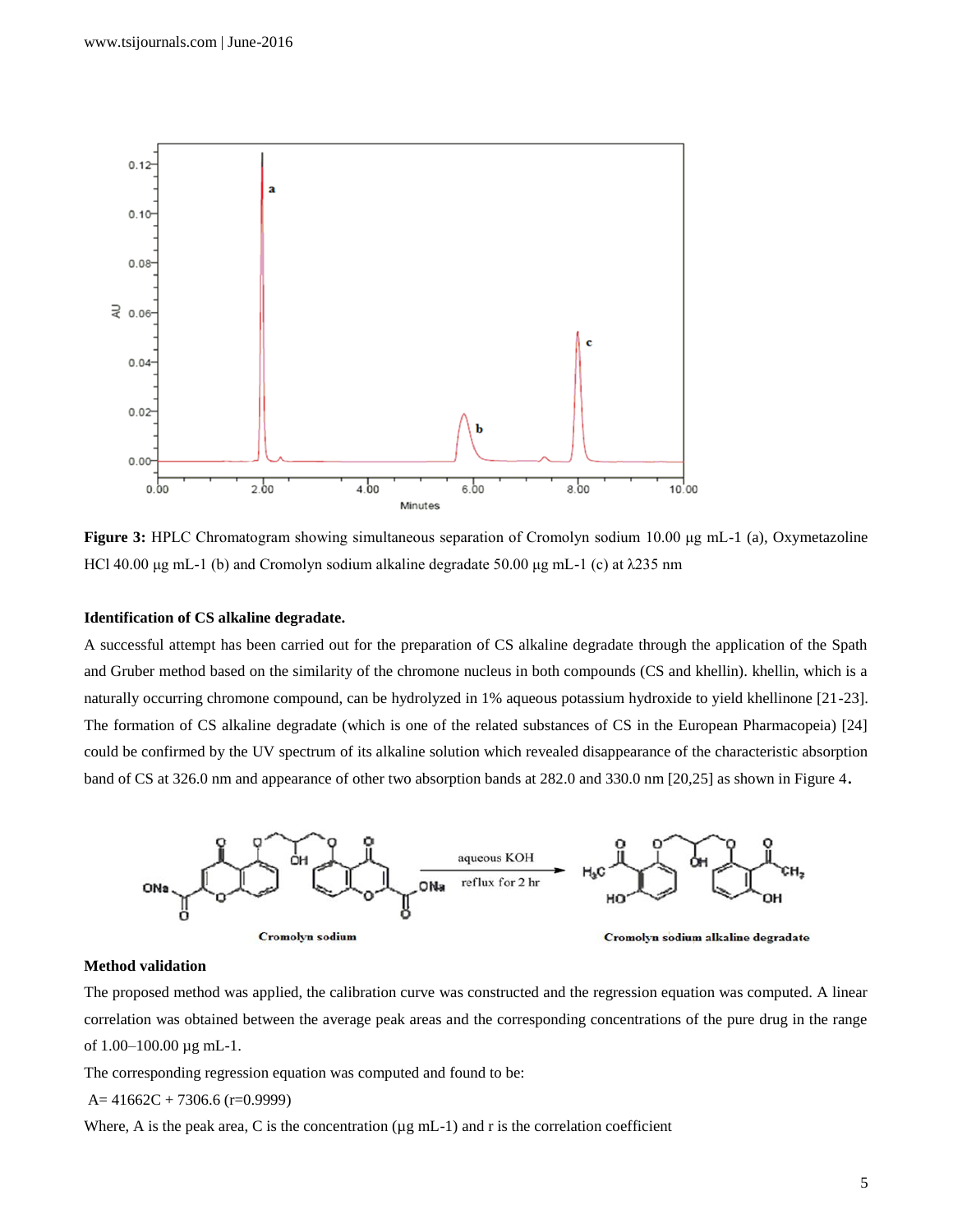0.12
0.10
0.08
0.06
0.04
0.02
0.00
AU
a
b
c
0.00 2.00 4.00 6.00 8.00 10.00
Minutes

**Figure 3:** HPLC Chromatogram showing simultaneous separation of Cromolyn sodium 10.00 µg mL-1 (a), Oxymetazoline HCl 40.00 µg mL-1 (b) and Cromolyn sodium alkaline degradate 50.00 µg mL-1 (c) at λ235 nm

**Identification of CS alkaline degradate.**

A successful attempt has been carried out for the preparation of CS alkaline degradate through the application of the Spath and Gruber method based on the similarity of the chromone nucleus in both compounds (CS and khellin). khellin, which is a naturally occurring chromone compound, can be hydrolyzed in 1% aqueous potassium hydroxide to yield khellinone [21-23]. The formation of CS alkaline degradate (which is one of the related substances of CS in the European Pharmacopeia) [24] could be confirmed by the UV spectrum of its alkaline solution which revealed disappearance of the characteristic absorption band of CS at 326.0 nm and appearance of other two absorption bands at 282.0 and 330.0 nm [20,25] as shown in Figure 4.

aqueous KOH
reflux for 2 hr

Cromolyn sodium

Cromolyn sodium alkaline degradate

**Method validation**

The proposed method was applied, the calibration curve was constructed and the regression equation was computed. A linear correlation was obtained between the average peak areas and the corresponding concentrations of the pure drug in the range of 1.00–100.00 µg mL-1.

The corresponding regression equation was computed and found to be:

$$A = 41662C + 7306.6 \ (r=0.9999)$$

Where, A is the peak area, C is the concentration (µg mL-1) and r is the correlation coefficient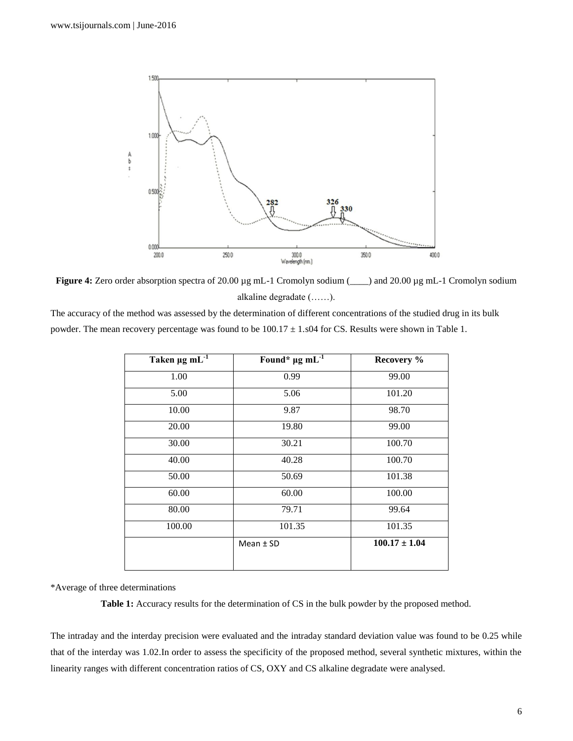1.500

1.000

0.500

0.000

A
b
s
.

282

326

330

200.0

250.0

300.0

350.0

400.0

Wavelength (nm.)

**Figure 4:** Zero order absorption spectra of 20.00 µg mL-1 Cromolyn sodium (____) and 20.00 µg mL-1 Cromolyn sodium alkaline degradate (……).

The accuracy of the method was assessed by the determination of different concentrations of the studied drug in its bulk powder. The mean recovery percentage was found to be 100.17 ± 1.s04 for CS. Results were shown in Table 1.

| Taken µg mL$^{-1}$ | Found* µg mL$^{-1}$ | Recovery % |
|---|---|---|
| 1.00 | 0.99 | 99.00 |
| 5.00 | 5.06 | 101.20 |
| 10.00 | 9.87 | 98.70 |
| 20.00 | 19.80 | 99.00 |
| 30.00 | 30.21 | 100.70 |
| 40.00 | 40.28 | 100.70 |
| 50.00 | 50.69 | 101.38 |
| 60.00 | 60.00 | 100.00 |
| 80.00 | 79.71 | 99.64 |
| 100.00 | 101.35 | 101.35 |
| | Mean ± SD | **100.17 ± 1.04** |

*Average of three determinations

**Table 1:** Accuracy results for the determination of CS in the bulk powder by the proposed method.

The intraday and the interday precision were evaluated and the intraday standard deviation value was found to be 0.25 while that of the interday was 1.02.In order to assess the specificity of the proposed method, several synthetic mixtures, within the linearity ranges with different concentration ratios of CS, OXY and CS alkaline degradate were analysed.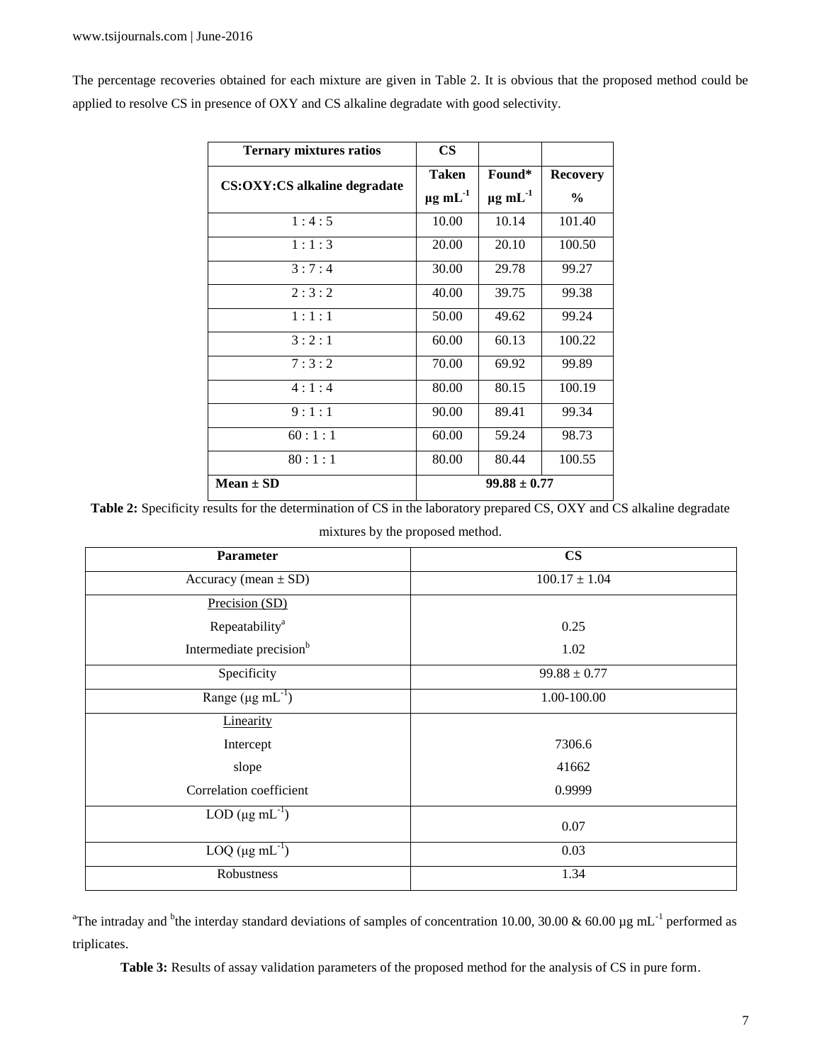The percentage recoveries obtained for each mixture are given in Table 2. It is obvious that the proposed method could be applied to resolve CS in presence of OXY and CS alkaline degradate with good selectivity.

| Ternary mixtures ratios | CS | | |
|---|---|---|---|
| CS:OXY:CS alkaline degradate | Taken $\mu g\ mL^{-1}$ | Found* $\mu g\ mL^{-1}$ | Recovery % |
| 1 : 4 : 5 | 10.00 | 10.14 | 101.40 |
| 1 : 1 : 3 | 20.00 | 20.10 | 100.50 |
| 3 : 7 : 4 | 30.00 | 29.78 | 99.27 |
| 2 : 3 : 2 | 40.00 | 39.75 | 99.38 |
| 1 : 1 : 1 | 50.00 | 49.62 | 99.24 |
| 3 : 2 : 1 | 60.00 | 60.13 | 100.22 |
| 7 : 3 : 2 | 70.00 | 69.92 | 99.89 |
| 4 : 1 : 4 | 80.00 | 80.15 | 100.19 |
| 9 : 1 : 1 | 90.00 | 89.41 | 99.34 |
| 60 : 1 : 1 | 60.00 | 59.24 | 98.73 |
| 80 : 1 : 1 | 80.00 | 80.44 | 100.55 |
| **Mean ± SD** | **99.88 ± 0.77** | | |

**Table 2:** Specificity results for the determination of CS in the laboratory prepared CS, OXY and CS alkaline degradate mixtures by the proposed method.

| Parameter | CS |
|---|---|
| Accuracy (mean ± SD) | 100.17 ± 1.04 |
| Precision (SD) | |
| Repeatability[a] | 0.25 |
| Intermediate precision[b] | 1.02 |
| Specificity | 99.88 ± 0.77 |
| Range ($\mu g\ mL^{-1}$) | 1.00-100.00 |
| Linearity | |
| Intercept | 7306.6 |
| slope | 41662 |
| Correlation coefficient | 0.9999 |
| LOD ($\mu g\ mL^{-1}$) | 0.07 |
| LOQ ($\mu g\ mL^{-1}$) | 0.03 |
| Robustness | 1.34 |

[a]The intraday and [b]the interday standard deviations of samples of concentration 10.00, 30.00 & 60.00 $\mu g\ mL^{-1}$ performed as triplicates.

**Table 3:** Results of assay validation parameters of the proposed method for the analysis of CS in pure form.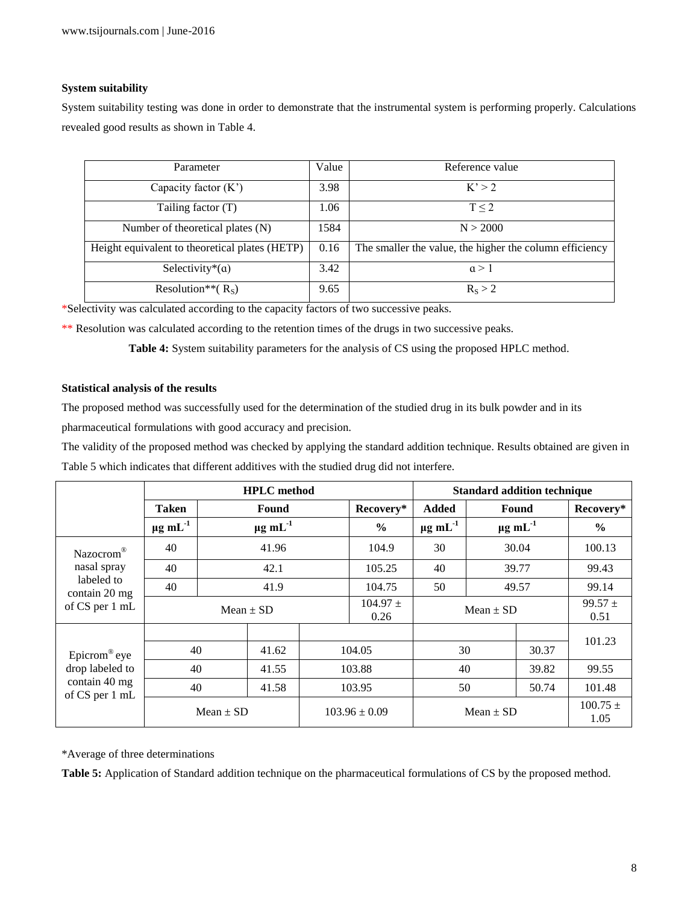### System suitability

System suitability testing was done in order to demonstrate that the instrumental system is performing properly. Calculations revealed good results as shown in Table 4.

| Parameter | Value | Reference value |
|---|---|---|
| Capacity factor (K') | 3.98 | K' > 2 |
| Tailing factor (T) | 1.06 | T ≤ 2 |
| Number of theoretical plates (N) | 1584 | N > 2000 |
| Height equivalent to theoretical plates (HETP) | 0.16 | The smaller the value, the higher the column efficiency |
| Selectivity*(α) | 3.42 | α > 1 |
| Resolution**( $R_S$) | 9.65 | $R_S > 2$ |

*Selectivity was calculated according to the capacity factors of two successive peaks.

** Resolution was calculated according to the retention times of the drugs in two successive peaks.

**Table 4:** System suitability parameters for the analysis of CS using the proposed HPLC method.

### Statistical analysis of the results

The proposed method was successfully used for the determination of the studied drug in its bulk powder and in its pharmaceutical formulations with good accuracy and precision.

The validity of the proposed method was checked by applying the standard addition technique. Results obtained are given in Table 5 which indicates that different additives with the studied drug did not interfere.

| | HPLC method | | | Standard addition technique | | |
|---|---|---|---|---|---|---|
| | Taken | Found | Recovery* | Added | Found | Recovery* |
| | μg $mL^{-1}$ | μg $mL^{-1}$ | % | μg $mL^{-1}$ | μg $mL^{-1}$ | % |
| Nazocrom® nasal spray labeled to contain 20 mg of CS per 1 mL | 40 | 41.96 | 104.9 | 30 | 30.04 | 100.13 |
| | 40 | 42.1 | 105.25 | 40 | 39.77 | 99.43 |
| | 40 | 41.9 | 104.75 | 50 | 49.57 | 99.14 |
| | Mean ± SD | | 104.97 ± 0.26 | Mean ± SD | | 99.57 ± 0.51 |
| Epicrom® eye drop labeled to contain 40 mg of CS per 1 mL | 40 | 41.62 | 104.05 | 30 | 30.37 | 101.23 |
| | 40 | 41.55 | 103.88 | 40 | 39.82 | 99.55 |
| | 40 | 41.58 | 103.95 | 50 | 50.74 | 101.48 |
| | Mean ± SD | | 103.96 ± 0.09 | Mean ± SD | | 100.75 ± 1.05 |

*Average of three determinations

**Table 5:** Application of Standard addition technique on the pharmaceutical formulations of CS by the proposed method.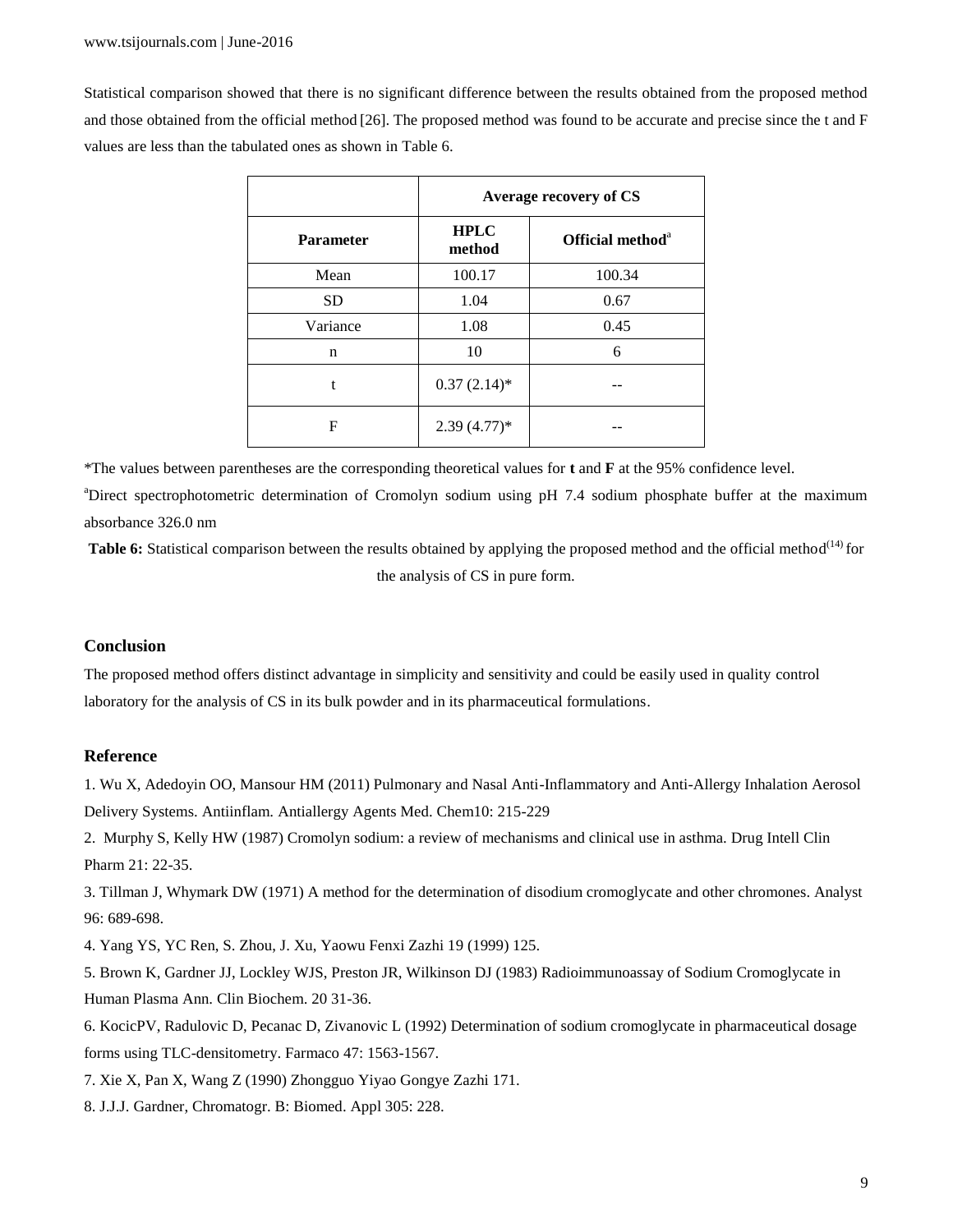Statistical comparison showed that there is no significant difference between the results obtained from the proposed method and those obtained from the official method [26]. The proposed method was found to be accurate and precise since the t and F values are less than the tabulated ones as shown in Table 6.

| | Average recovery of CS | |
|---|---|---|
| **Parameter** | **HPLC method** | **Official method**[a] |
| Mean | 100.17 | 100.34 |
| SD | 1.04 | 0.67 |
| Variance | 1.08 | 0.45 |
| n | 10 | 6 |
| t | 0.37 (2.14)* | -- |
| F | 2.39 (4.77)* | -- |

*The values between parentheses are the corresponding theoretical values for **t** and **F** at the 95% confidence level.

[a]Direct spectrophotometric determination of Cromolyn sodium using pH 7.4 sodium phosphate buffer at the maximum absorbance 326.0 nm

**Table 6:** Statistical comparison between the results obtained by applying the proposed method and the official method[(14)] for the analysis of CS in pure form.

## Conclusion

The proposed method offers distinct advantage in simplicity and sensitivity and could be easily used in quality control laboratory for the analysis of CS in its bulk powder and in its pharmaceutical formulations.

## Reference

1. Wu X, Adedoyin OO, Mansour HM (2011) Pulmonary and Nasal Anti-Inflammatory and Anti-Allergy Inhalation Aerosol Delivery Systems. Antiinflam. Antiallergy Agents Med. Chem10: 215-229

2. Murphy S, Kelly HW (1987) Cromolyn sodium: a review of mechanisms and clinical use in asthma. Drug Intell Clin Pharm 21: 22-35.

3. Tillman J, Whymark DW (1971) A method for the determination of disodium cromoglycate and other chromones. Analyst 96: 689-698.

4. Yang YS, YC Ren, S. Zhou, J. Xu, Yaowu Fenxi Zazhi 19 (1999) 125.

5. Brown K, Gardner JJ, Lockley WJS, Preston JR, Wilkinson DJ (1983) Radioimmunoassay of Sodium Cromoglycate in Human Plasma Ann. Clin Biochem. 20 31-36.

6. KocicPV, Radulovic D, Pecanac D, Zivanovic L (1992) Determination of sodium cromoglycate in pharmaceutical dosage forms using TLC-densitometry. Farmaco 47: 1563-1567.

7. Xie X, Pan X, Wang Z (1990) Zhongguo Yiyao Gongye Zazhi 171.

8. J.J.J. Gardner, Chromatogr. B: Biomed. Appl 305: 228.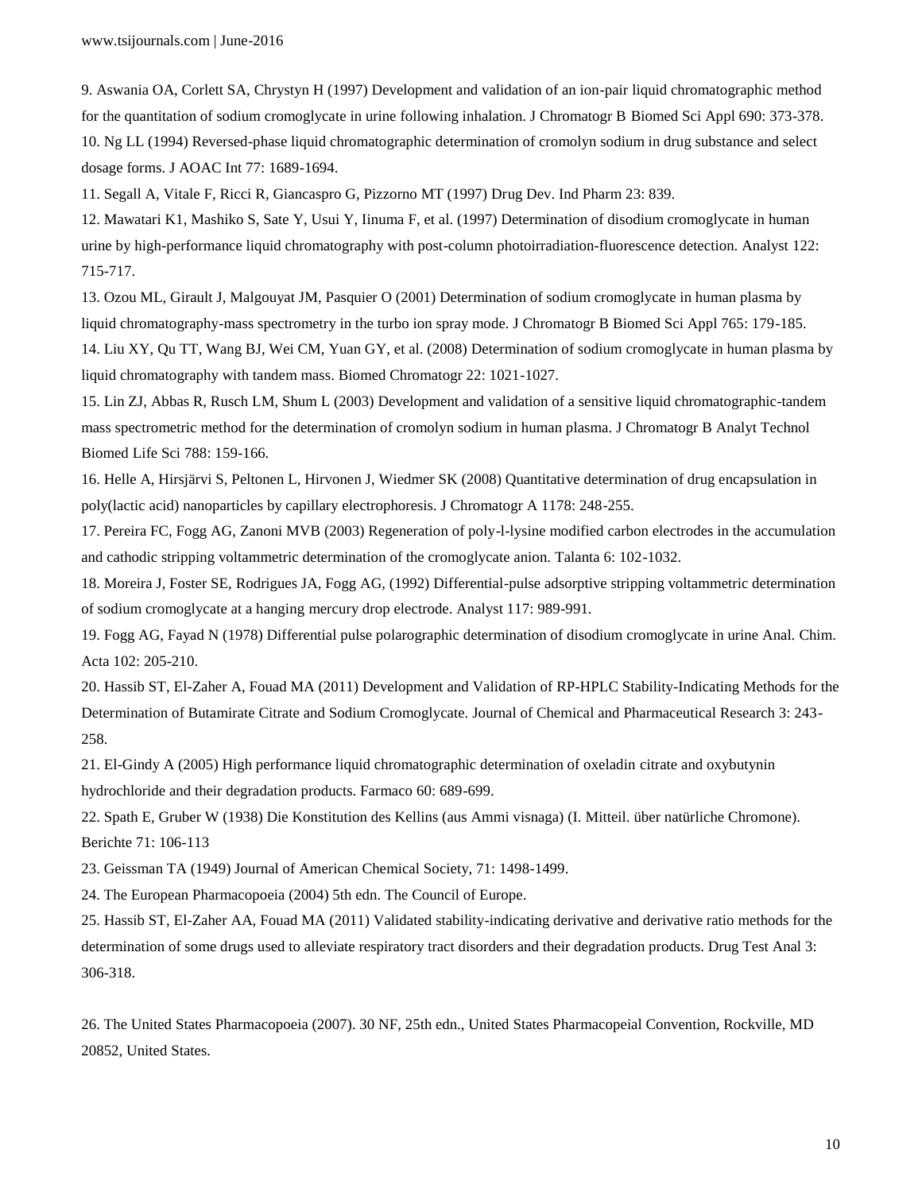9. Aswania OA, Corlett SA, Chrystyn H (1997) Development and validation of an ion-pair liquid chromatographic method for the quantitation of sodium cromoglycate in urine following inhalation. J Chromatogr B Biomed Sci Appl 690: 373-378.

10. Ng LL (1994) Reversed-phase liquid chromatographic determination of cromolyn sodium in drug substance and select dosage forms. J AOAC Int 77: 1689-1694.

11. Segall A, Vitale F, Ricci R, Giancaspro G, Pizzorno MT (1997) Drug Dev. Ind Pharm 23: 839.

12. Mawatari K1, Mashiko S, Sate Y, Usui Y, Iinuma F, et al. (1997) Determination of disodium cromoglycate in human urine by high-performance liquid chromatography with post-column photoirradiation-fluorescence detection. Analyst 122: 715-717.

13. Ozou ML, Girault J, Malgouyat JM, Pasquier O (2001) Determination of sodium cromoglycate in human plasma by liquid chromatography-mass spectrometry in the turbo ion spray mode. J Chromatogr B Biomed Sci Appl 765: 179-185.

14. Liu XY, Qu TT, Wang BJ, Wei CM, Yuan GY, et al. (2008) Determination of sodium cromoglycate in human plasma by liquid chromatography with tandem mass. Biomed Chromatogr 22: 1021-1027.

15. Lin ZJ, Abbas R, Rusch LM, Shum L (2003) Development and validation of a sensitive liquid chromatographic-tandem mass spectrometric method for the determination of cromolyn sodium in human plasma. J Chromatogr B Analyt Technol Biomed Life Sci 788: 159-166.

16. Helle A, Hirsjärvi S, Peltonen L, Hirvonen J, Wiedmer SK (2008) Quantitative determination of drug encapsulation in poly(lactic acid) nanoparticles by capillary electrophoresis. J Chromatogr A 1178: 248-255.

17. Pereira FC, Fogg AG, Zanoni MVB (2003) Regeneration of poly-l-lysine modified carbon electrodes in the accumulation and cathodic stripping voltammetric determination of the cromoglycate anion. Talanta 6: 102-1032.

18. Moreira J, Foster SE, Rodrigues JA, Fogg AG, (1992) Differential-pulse adsorptive stripping voltammetric determination of sodium cromoglycate at a hanging mercury drop electrode. Analyst 117: 989-991.

19. Fogg AG, Fayad N (1978) Differential pulse polarographic determination of disodium cromoglycate in urine Anal. Chim. Acta 102: 205-210.

20. Hassib ST, El-Zaher A, Fouad MA (2011) Development and Validation of RP-HPLC Stability-Indicating Methods for the Determination of Butamirate Citrate and Sodium Cromoglycate. Journal of Chemical and Pharmaceutical Research 3: 243-258.

21. El-Gindy A (2005) High performance liquid chromatographic determination of oxeladin citrate and oxybutynin hydrochloride and their degradation products. Farmaco 60: 689-699.

22. Spath E, Gruber W (1938) Die Konstitution des Kellins (aus Ammi visnaga) (I. Mitteil. über natürliche Chromone). Berichte 71: 106-113

23. Geissman TA (1949) Journal of American Chemical Society, 71: 1498-1499.

24. The European Pharmacopoeia (2004) 5th edn. The Council of Europe.

25. Hassib ST, El-Zaher AA, Fouad MA (2011) Validated stability-indicating derivative and derivative ratio methods for the determination of some drugs used to alleviate respiratory tract disorders and their degradation products. Drug Test Anal 3: 306-318.

26. The United States Pharmacopoeia (2007). 30 NF, 25th edn., United States Pharmacopeial Convention, Rockville, MD 20852, United States.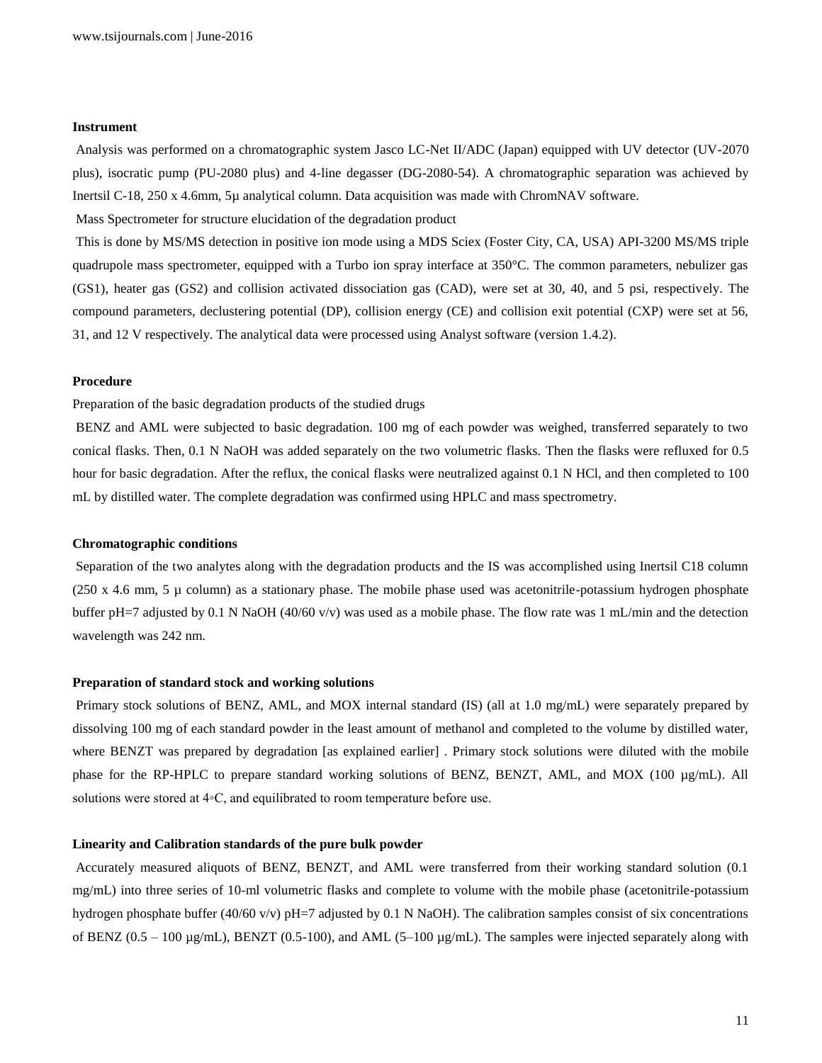### Instrument

Analysis was performed on a chromatographic system Jasco LC-Net II/ADC (Japan) equipped with UV detector (UV-2070 plus), isocratic pump (PU-2080 plus) and 4-line degasser (DG-2080-54). A chromatographic separation was achieved by Inertsil C-18, 250 x 4.6mm, 5µ analytical column. Data acquisition was made with ChromNAV software.

Mass Spectrometer for structure elucidation of the degradation product

This is done by MS/MS detection in positive ion mode using a MDS Sciex (Foster City, CA, USA) API-3200 MS/MS triple quadrupole mass spectrometer, equipped with a Turbo ion spray interface at 350°C. The common parameters, nebulizer gas (GS1), heater gas (GS2) and collision activated dissociation gas (CAD), were set at 30, 40, and 5 psi, respectively. The compound parameters, declustering potential (DP), collision energy (CE) and collision exit potential (CXP) were set at 56, 31, and 12 V respectively. The analytical data were processed using Analyst software (version 1.4.2).

### Procedure

Preparation of the basic degradation products of the studied drugs

BENZ and AML were subjected to basic degradation. 100 mg of each powder was weighed, transferred separately to two conical flasks. Then, 0.1 N NaOH was added separately on the two volumetric flasks. Then the flasks were refluxed for 0.5 hour for basic degradation. After the reflux, the conical flasks were neutralized against 0.1 N HCl, and then completed to 100 mL by distilled water. The complete degradation was confirmed using HPLC and mass spectrometry.

### Chromatographic conditions

Separation of the two analytes along with the degradation products and the IS was accomplished using Inertsil C18 column (250 x 4.6 mm, 5 µ column) as a stationary phase. The mobile phase used was acetonitrile-potassium hydrogen phosphate buffer pH=7 adjusted by 0.1 N NaOH (40/60 v/v) was used as a mobile phase. The flow rate was 1 mL/min and the detection wavelength was 242 nm.

### Preparation of standard stock and working solutions

Primary stock solutions of BENZ, AML, and MOX internal standard (IS) (all at 1.0 mg/mL) were separately prepared by dissolving 100 mg of each standard powder in the least amount of methanol and completed to the volume by distilled water, where BENZT was prepared by degradation [as explained earlier] . Primary stock solutions were diluted with the mobile phase for the RP-HPLC to prepare standard working solutions of BENZ, BENZT, AML, and MOX (100 µg/mL). All solutions were stored at 4◦C, and equilibrated to room temperature before use.

### Linearity and Calibration standards of the pure bulk powder

Accurately measured aliquots of BENZ, BENZT, and AML were transferred from their working standard solution (0.1 mg/mL) into three series of 10-ml volumetric flasks and complete to volume with the mobile phase (acetonitrile-potassium hydrogen phosphate buffer (40/60 v/v) pH=7 adjusted by 0.1 N NaOH). The calibration samples consist of six concentrations of BENZ (0.5 – 100 µg/mL), BENZT (0.5-100), and AML (5–100 µg/mL). The samples were injected separately along with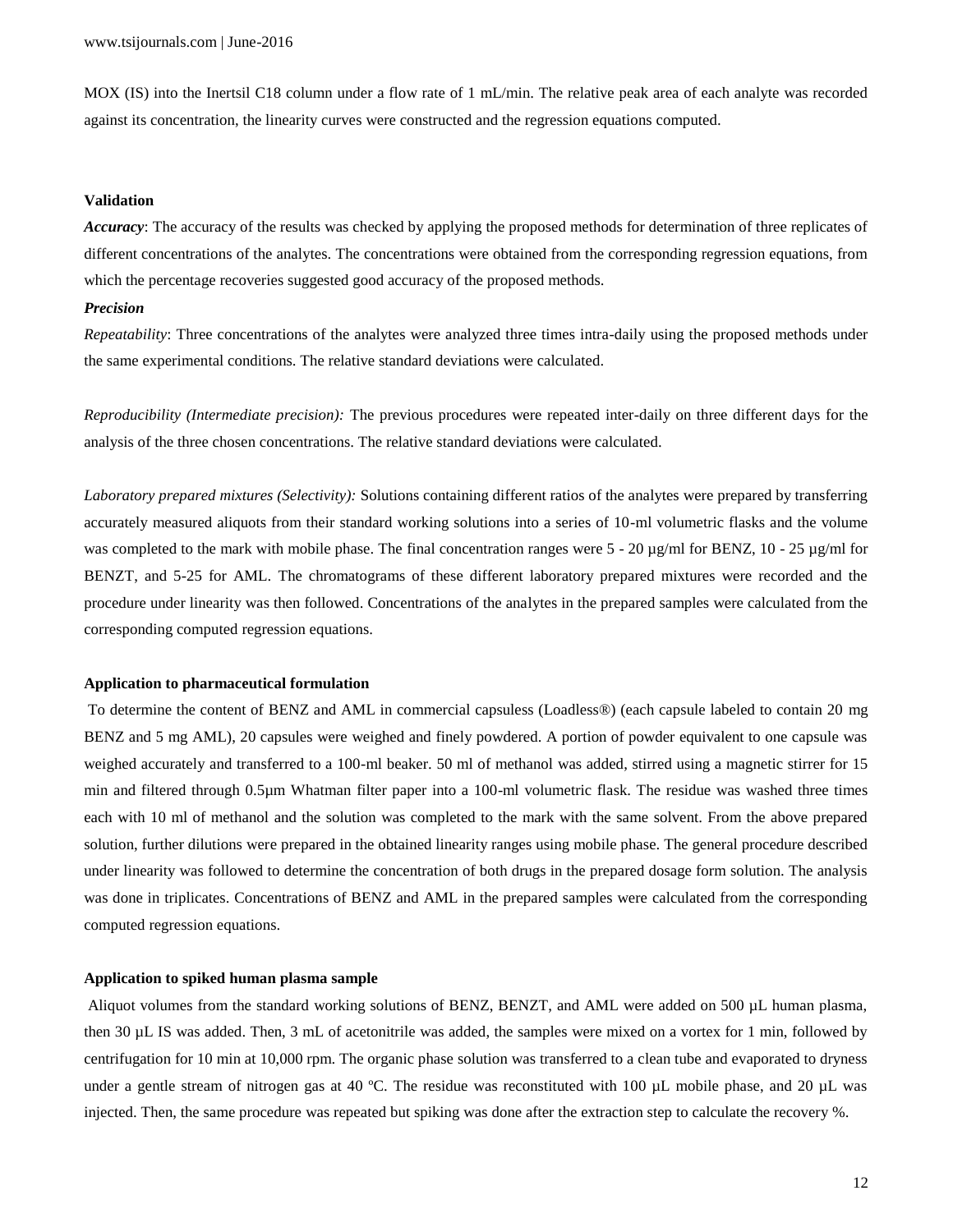MOX (IS) into the Inertsil C18 column under a flow rate of 1 mL/min. The relative peak area of each analyte was recorded against its concentration, the linearity curves were constructed and the regression equations computed.

**Validation**

***Accuracy***: The accuracy of the results was checked by applying the proposed methods for determination of three replicates of different concentrations of the analytes. The concentrations were obtained from the corresponding regression equations, from which the percentage recoveries suggested good accuracy of the proposed methods.

***Precision***

*Repeatability*: Three concentrations of the analytes were analyzed three times intra-daily using the proposed methods under the same experimental conditions. The relative standard deviations were calculated.

*Reproducibility (Intermediate precision):* The previous procedures were repeated inter-daily on three different days for the analysis of the three chosen concentrations. The relative standard deviations were calculated.

*Laboratory prepared mixtures (Selectivity):* Solutions containing different ratios of the analytes were prepared by transferring accurately measured aliquots from their standard working solutions into a series of 10-ml volumetric flasks and the volume was completed to the mark with mobile phase. The final concentration ranges were 5 - 20 µg/ml for BENZ, 10 - 25 µg/ml for BENZT, and 5-25 for AML. The chromatograms of these different laboratory prepared mixtures were recorded and the procedure under linearity was then followed. Concentrations of the analytes in the prepared samples were calculated from the corresponding computed regression equations.

**Application to pharmaceutical formulation**

To determine the content of BENZ and AML in commercial capsuless (Loadless®) (each capsule labeled to contain 20 mg BENZ and 5 mg AML), 20 capsules were weighed and finely powdered. A portion of powder equivalent to one capsule was weighed accurately and transferred to a 100-ml beaker. 50 ml of methanol was added, stirred using a magnetic stirrer for 15 min and filtered through 0.5µm Whatman filter paper into a 100-ml volumetric flask. The residue was washed three times each with 10 ml of methanol and the solution was completed to the mark with the same solvent. From the above prepared solution, further dilutions were prepared in the obtained linearity ranges using mobile phase. The general procedure described under linearity was followed to determine the concentration of both drugs in the prepared dosage form solution. The analysis was done in triplicates. Concentrations of BENZ and AML in the prepared samples were calculated from the corresponding computed regression equations.

**Application to spiked human plasma sample**

Aliquot volumes from the standard working solutions of BENZ, BENZT, and AML were added on 500 µL human plasma, then 30 µL IS was added. Then, 3 mL of acetonitrile was added, the samples were mixed on a vortex for 1 min, followed by centrifugation for 10 min at 10,000 rpm. The organic phase solution was transferred to a clean tube and evaporated to dryness under a gentle stream of nitrogen gas at 40 ºC. The residue was reconstituted with 100 µL mobile phase, and 20 µL was injected. Then, the same procedure was repeated but spiking was done after the extraction step to calculate the recovery %.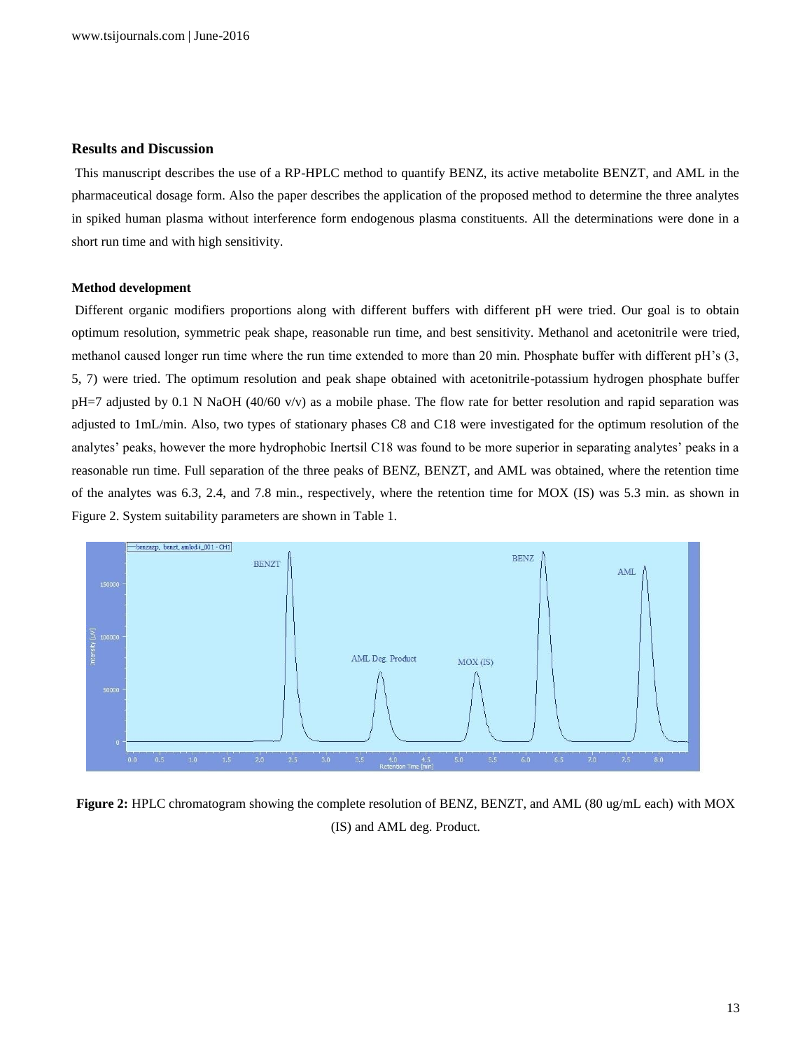## Results and Discussion

This manuscript describes the use of a RP-HPLC method to quantify BENZ, its active metabolite BENZT, and AML in the pharmaceutical dosage form. Also the paper describes the application of the proposed method to determine the three analytes in spiked human plasma without interference form endogenous plasma constituents. All the determinations were done in a short run time and with high sensitivity.

### Method development

Different organic modifiers proportions along with different buffers with different pH were tried. Our goal is to obtain optimum resolution, symmetric peak shape, reasonable run time, and best sensitivity. Methanol and acetonitrile were tried, methanol caused longer run time where the run time extended to more than 20 min. Phosphate buffer with different pH's (3, 5, 7) were tried. The optimum resolution and peak shape obtained with acetonitrile-potassium hydrogen phosphate buffer pH=7 adjusted by 0.1 N NaOH (40/60 v/v) as a mobile phase. The flow rate for better resolution and rapid separation was adjusted to 1mL/min. Also, two types of stationary phases C8 and C18 were investigated for the optimum resolution of the analytes' peaks, however the more hydrophobic Inertsil C18 was found to be more superior in separating analytes' peaks in a reasonable run time. Full separation of the three peaks of BENZ, BENZT, and AML was obtained, where the retention time of the analytes was 6.3, 2.4, and 7.8 min., respectively, where the retention time for MOX (IS) was 5.3 min. as shown in Figure 2. System suitability parameters are shown in Table 1.

**Figure 2:** HPLC chromatogram showing the complete resolution of BENZ, BENZT, and AML (80 ug/mL each) with MOX (IS) and AML deg. Product.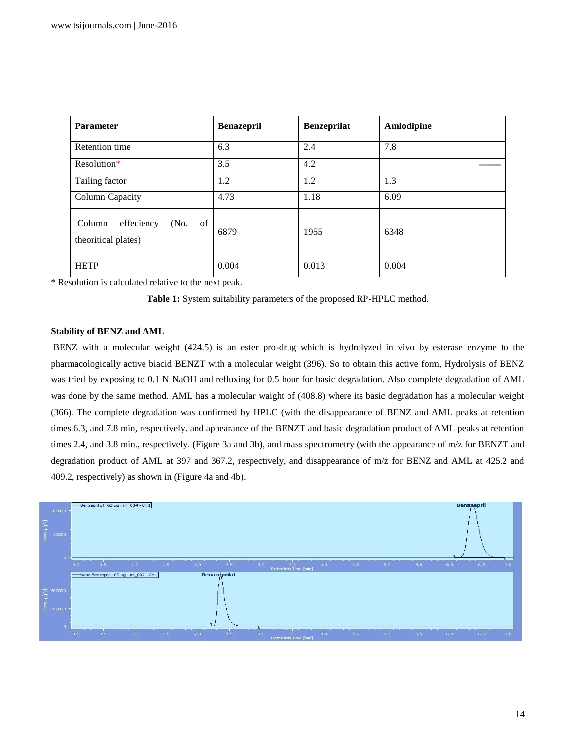| Parameter | Benazepril | Benzeprilat | Amlodipine |
|---|---|---|---|
| Retention time | 6.3 | 2.4 | 7.8 |
| Resolution* | 3.5 | 4.2 | —— |
| Tailing factor | 1.2 | 1.2 | 1.3 |
| Column Capacity | 4.73 | 1.18 | 6.09 |
| Column effeciency (No. of theoritical plates) | 6879 | 1955 | 6348 |
| HETP | 0.004 | 0.013 | 0.004 |

\* Resolution is calculated relative to the next peak.

**Table 1:** System suitability parameters of the proposed RP-HPLC method.

**Stability of BENZ and AML**

BENZ with a molecular weight (424.5) is an ester pro-drug which is hydrolyzed in vivo by esterase enzyme to the pharmacologically active biacid BENZT with a molecular weight (396). So to obtain this active form, Hydrolysis of BENZ was tried by exposing to 0.1 N NaOH and refluxing for 0.5 hour for basic degradation. Also complete degradation of AML was done by the same method. AML has a molecular waight of (408.8) where its basic degradation has a molecular weight (366). The complete degradation was confirmed by HPLC (with the disappearance of BENZ and AML peaks at retention times 6.3, and 7.8 min, respectively. and appearance of the BENZT and basic degradation product of AML peaks at retention times 2.4, and 3.8 min., respectively. (Figure 3a and 3b), and mass spectrometry (with the appearance of m/z for BENZT and degradation product of AML at 397 and 367.2, respectively, and disappearance of m/z for BENZ and AML at 425.2 and 409.2, respectively) as shown in (Figure 4a and 4b).

Benzapril st. 60 ug . ml_014 - CH1

Benazepril

Intensity [µV]

100000

50000

0

0.0 0.5 1.0 1.5 2.0 2.5 3.0 3.5 4.0 4.5 5.0 5.5 6.0 6.5 7.0

Retention Time [min]

base Benzapril 100 ug . ml_002 - CH1

Benazeprilat

Intensity [µV]

200000

100000

0

0.0 0.5 1.0 1.5 2.0 2.5 3.0 3.5 4.0 4.5 5.0 5.5 6.0 6.5 7.0

Retention Time [min]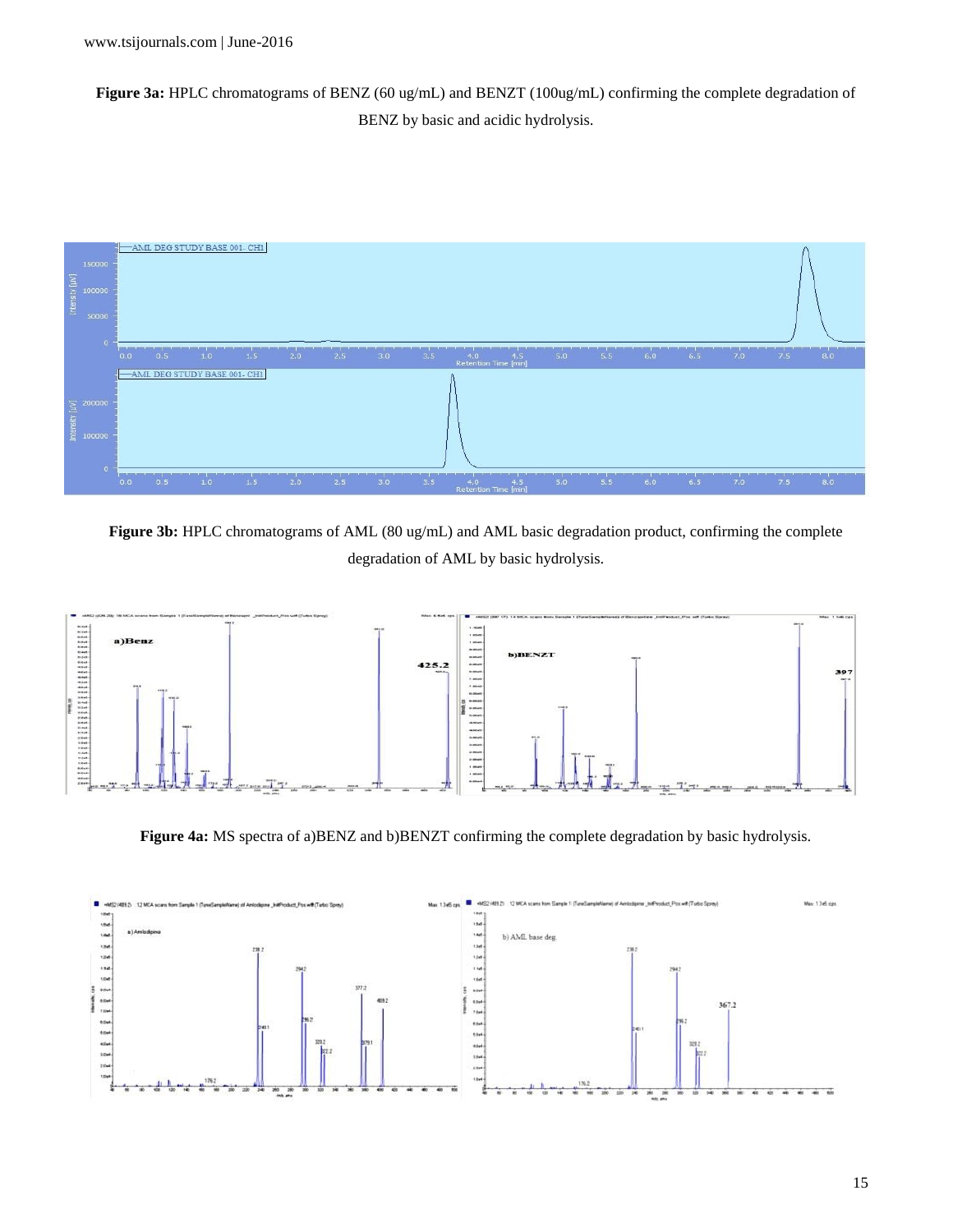**Figure 3a:** HPLC chromatograms of BENZ (60 ug/mL) and BENZT (100ug/mL) confirming the complete degradation of BENZ by basic and acidic hydrolysis.

AML DEG STUDY BASE 001- CH1

Intensity [µV]

150000

100000

50000

0

Retention Time [min]

AML DEG STUDY BASE 001- CH1

Intensity [µV]

200000

100000

0

Retention Time [min]

**Figure 3b:** HPLC chromatograms of AML (80 ug/mL) and AML basic degradation product, confirming the complete degradation of AML by basic hydrolysis.

a)Benz

425.2

b)BENZT

397

**Figure 4a:** MS spectra of a)BENZ and b)BENZT confirming the complete degradation by basic hydrolysis.

a) Amlodipine

238.2

294.2

377.2

409.2

b) AML base deg.

238.2

294.2

367.2

176.2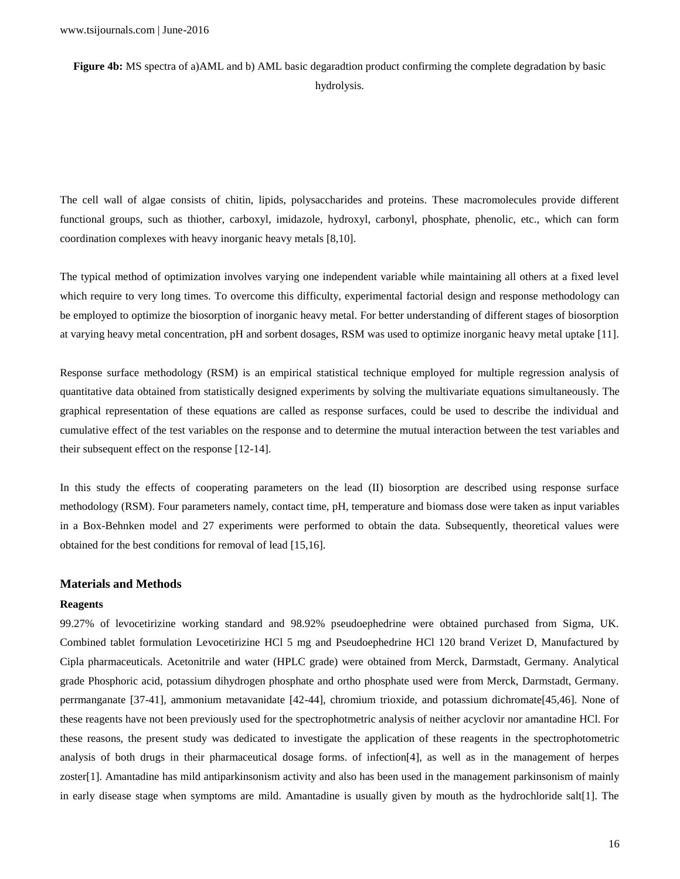**Figure 4b:** MS spectra of a)AML and b) AML basic degaradtion product confirming the complete degradation by basic hydrolysis.

The cell wall of algae consists of chitin, lipids, polysaccharides and proteins. These macromolecules provide different functional groups, such as thiother, carboxyl, imidazole, hydroxyl, carbonyl, phosphate, phenolic, etc., which can form coordination complexes with heavy inorganic heavy metals [8,10].

The typical method of optimization involves varying one independent variable while maintaining all others at a fixed level which require to very long times. To overcome this difficulty, experimental factorial design and response methodology can be employed to optimize the biosorption of inorganic heavy metal. For better understanding of different stages of biosorption at varying heavy metal concentration, pH and sorbent dosages, RSM was used to optimize inorganic heavy metal uptake [11].

Response surface methodology (RSM) is an empirical statistical technique employed for multiple regression analysis of quantitative data obtained from statistically designed experiments by solving the multivariate equations simultaneously. The graphical representation of these equations are called as response surfaces, could be used to describe the individual and cumulative effect of the test variables on the response and to determine the mutual interaction between the test variables and their subsequent effect on the response [12-14].

In this study the effects of cooperating parameters on the lead (II) biosorption are described using response surface methodology (RSM). Four parameters namely, contact time, pH, temperature and biomass dose were taken as input variables in a Box-Behnken model and 27 experiments were performed to obtain the data. Subsequently, theoretical values were obtained for the best conditions for removal of lead [15,16].

## Materials and Methods

### Reagents

99.27% of levocetirizine working standard and 98.92% pseudoephedrine were obtained purchased from Sigma, UK. Combined tablet formulation Levocetirizine HCl 5 mg and Pseudoephedrine HCl 120 brand Verizet D, Manufactured by Cipla pharmaceuticals. Acetonitrile and water (HPLC grade) were obtained from Merck, Darmstadt, Germany. Analytical grade Phosphoric acid, potassium dihydrogen phosphate and ortho phosphate used were from Merck, Darmstadt, Germany. perrmanganate [37-41], ammonium metavanidate [42-44], chromium trioxide, and potassium dichromate[45,46]. None of these reagents have not been previously used for the spectrophotmetric analysis of neither acyclovir nor amantadine HCl. For these reasons, the present study was dedicated to investigate the application of these reagents in the spectrophotometric analysis of both drugs in their pharmaceutical dosage forms. of infection[4], as well as in the management of herpes zoster[1]. Amantadine has mild antiparkinsonism activity and also has been used in the management parkinsonism of mainly in early disease stage when symptoms are mild. Amantadine is usually given by mouth as the hydrochloride salt[1]. The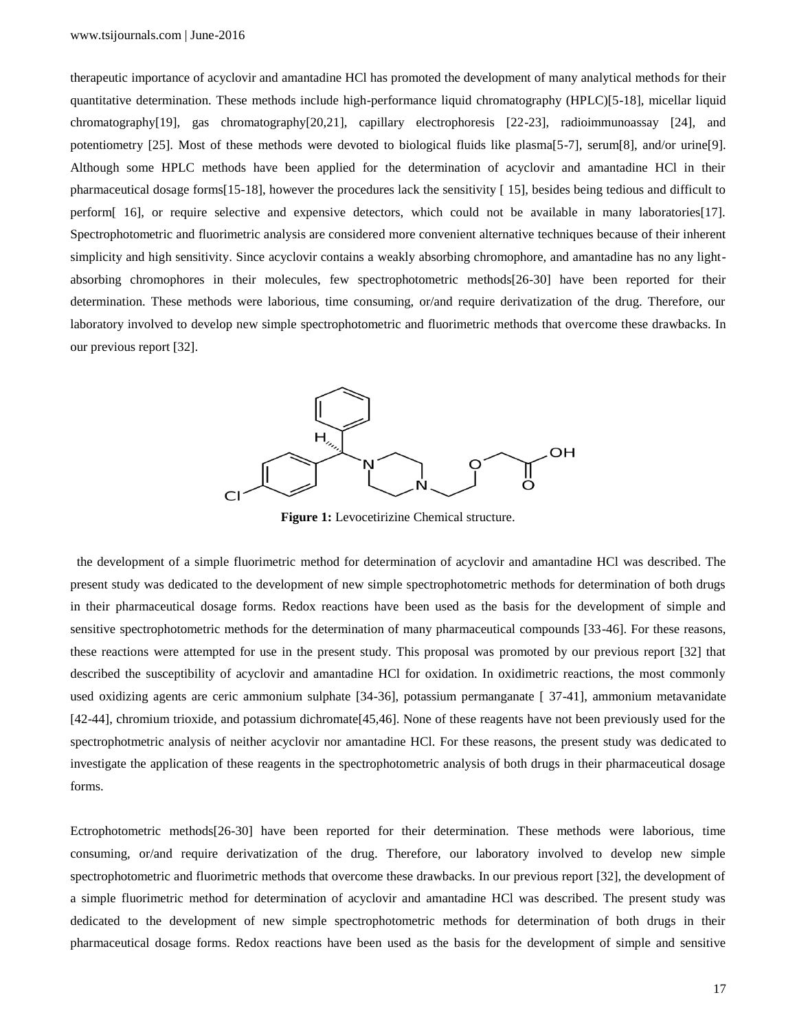therapeutic importance of acyclovir and amantadine HCl has promoted the development of many analytical methods for their quantitative determination. These methods include high-performance liquid chromatography (HPLC)[5-18], micellar liquid chromatography[19], gas chromatography[20,21], capillary electrophoresis [22-23], radioimmunoassay [24], and potentiometry [25]. Most of these methods were devoted to biological fluids like plasma[5-7], serum[8], and/or urine[9]. Although some HPLC methods have been applied for the determination of acyclovir and amantadine HCl in their pharmaceutical dosage forms[15-18], however the procedures lack the sensitivity [ 15], besides being tedious and difficult to perform[ 16], or require selective and expensive detectors, which could not be available in many laboratories[17]. Spectrophotometric and fluorimetric analysis are considered more convenient alternative techniques because of their inherent simplicity and high sensitivity. Since acyclovir contains a weakly absorbing chromophore, and amantadine has no any light-absorbing chromophores in their molecules, few spectrophotometric methods[26-30] have been reported for their determination. These methods were laborious, time consuming, or/and require derivatization of the drug. Therefore, our laboratory involved to develop new simple spectrophotometric and fluorimetric methods that overcome these drawbacks. In our previous report [32].

**Figure 1:** Levocetirizine Chemical structure.

the development of a simple fluorimetric method for determination of acyclovir and amantadine HCl was described. The present study was dedicated to the development of new simple spectrophotometric methods for determination of both drugs in their pharmaceutical dosage forms. Redox reactions have been used as the basis for the development of simple and sensitive spectrophotometric methods for the determination of many pharmaceutical compounds [33-46]. For these reasons, these reactions were attempted for use in the present study. This proposal was promoted by our previous report [32] that described the susceptibility of acyclovir and amantadine HCl for oxidation. In oxidimetric reactions, the most commonly used oxidizing agents are ceric ammonium sulphate [34-36], potassium permanganate [ 37-41], ammonium metavanidate [42-44], chromium trioxide, and potassium dichromate[45,46]. None of these reagents have not been previously used for the spectrophotmetric analysis of neither acyclovir nor amantadine HCl. For these reasons, the present study was dedicated to investigate the application of these reagents in the spectrophotometric analysis of both drugs in their pharmaceutical dosage forms.

Ectrophotometric methods[26-30] have been reported for their determination. These methods were laborious, time consuming, or/and require derivatization of the drug. Therefore, our laboratory involved to develop new simple spectrophotometric and fluorimetric methods that overcome these drawbacks. In our previous report [32], the development of a simple fluorimetric method for determination of acyclovir and amantadine HCl was described. The present study was dedicated to the development of new simple spectrophotometric methods for determination of both drugs in their pharmaceutical dosage forms. Redox reactions have been used as the basis for the development of simple and sensitive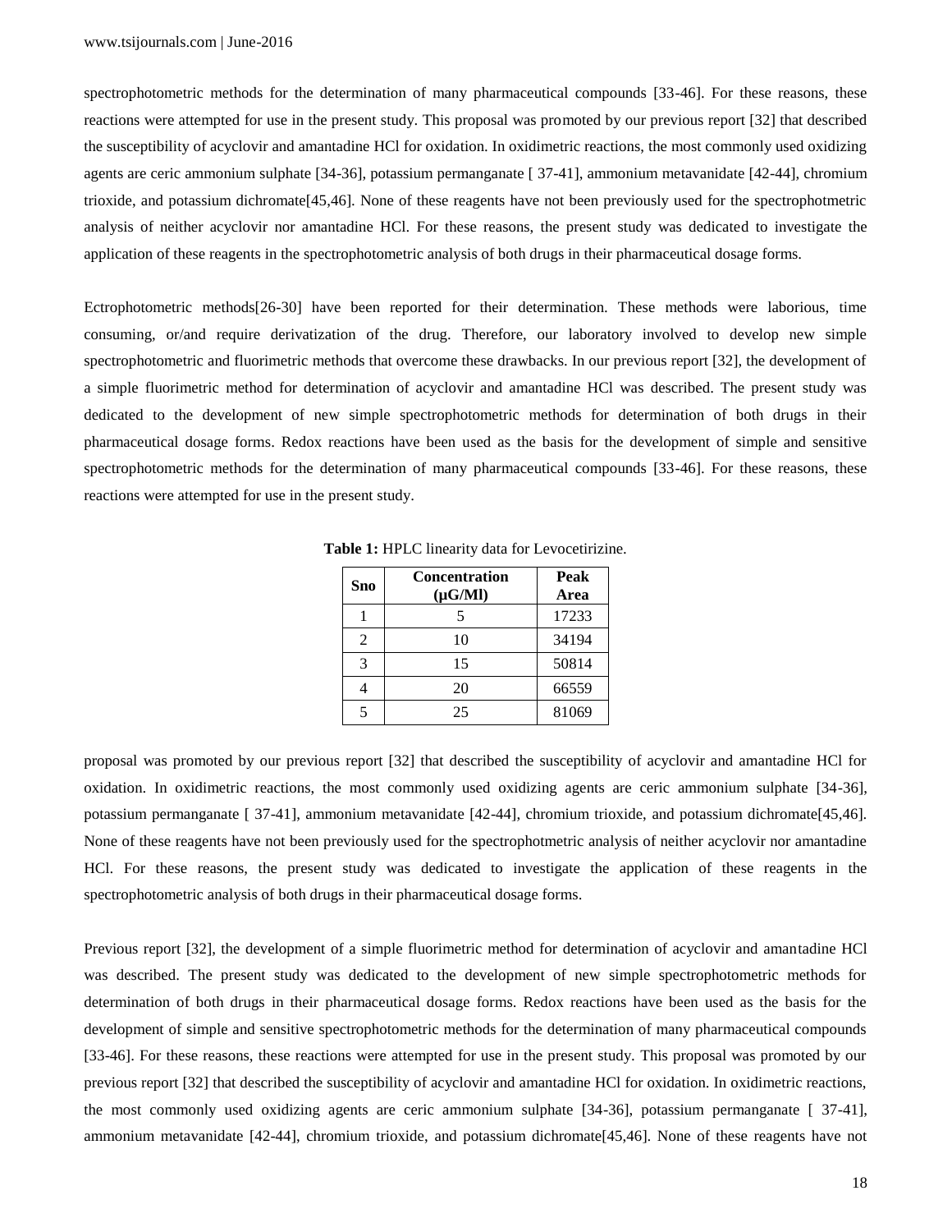spectrophotometric methods for the determination of many pharmaceutical compounds [33-46]. For these reasons, these reactions were attempted for use in the present study. This proposal was promoted by our previous report [32] that described the susceptibility of acyclovir and amantadine HCl for oxidation. In oxidimetric reactions, the most commonly used oxidizing agents are ceric ammonium sulphate [34-36], potassium permanganate [ 37-41], ammonium metavanidate [42-44], chromium trioxide, and potassium dichromate[45,46]. None of these reagents have not been previously used for the spectrophotmetric analysis of neither acyclovir nor amantadine HCl. For these reasons, the present study was dedicated to investigate the application of these reagents in the spectrophotometric analysis of both drugs in their pharmaceutical dosage forms.

Ectrophotometric methods[26-30] have been reported for their determination. These methods were laborious, time consuming, or/and require derivatization of the drug. Therefore, our laboratory involved to develop new simple spectrophotometric and fluorimetric methods that overcome these drawbacks. In our previous report [32], the development of a simple fluorimetric method for determination of acyclovir and amantadine HCl was described. The present study was dedicated to the development of new simple spectrophotometric methods for determination of both drugs in their pharmaceutical dosage forms. Redox reactions have been used as the basis for the development of simple and sensitive spectrophotometric methods for the determination of many pharmaceutical compounds [33-46]. For these reasons, these reactions were attempted for use in the present study.

**Table 1:** HPLC linearity data for Levocetirizine.

| Sno | Concentration (μG/Ml) | Peak Area |
|---|---|---|
| 1 | 5 | 17233 |
| 2 | 10 | 34194 |
| 3 | 15 | 50814 |
| 4 | 20 | 66559 |
| 5 | 25 | 81069 |

proposal was promoted by our previous report [32] that described the susceptibility of acyclovir and amantadine HCl for oxidation. In oxidimetric reactions, the most commonly used oxidizing agents are ceric ammonium sulphate [34-36], potassium permanganate [ 37-41], ammonium metavanidate [42-44], chromium trioxide, and potassium dichromate[45,46]. None of these reagents have not been previously used for the spectrophotmetric analysis of neither acyclovir nor amantadine HCl. For these reasons, the present study was dedicated to investigate the application of these reagents in the spectrophotometric analysis of both drugs in their pharmaceutical dosage forms.

Previous report [32], the development of a simple fluorimetric method for determination of acyclovir and amantadine HCl was described. The present study was dedicated to the development of new simple spectrophotometric methods for determination of both drugs in their pharmaceutical dosage forms. Redox reactions have been used as the basis for the development of simple and sensitive spectrophotometric methods for the determination of many pharmaceutical compounds [33-46]. For these reasons, these reactions were attempted for use in the present study. This proposal was promoted by our previous report [32] that described the susceptibility of acyclovir and amantadine HCl for oxidation. In oxidimetric reactions, the most commonly used oxidizing agents are ceric ammonium sulphate [34-36], potassium permanganate [ 37-41], ammonium metavanidate [42-44], chromium trioxide, and potassium dichromate[45,46]. None of these reagents have not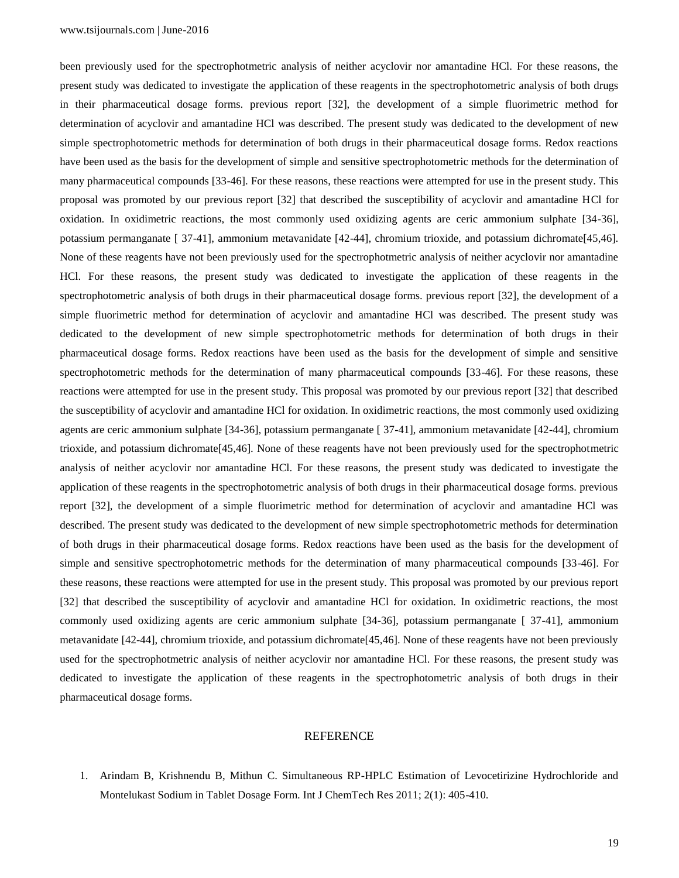been previously used for the spectrophotmetric analysis of neither acyclovir nor amantadine HCl. For these reasons, the present study was dedicated to investigate the application of these reagents in the spectrophotometric analysis of both drugs in their pharmaceutical dosage forms. previous report [32], the development of a simple fluorimetric method for determination of acyclovir and amantadine HCl was described. The present study was dedicated to the development of new simple spectrophotometric methods for determination of both drugs in their pharmaceutical dosage forms. Redox reactions have been used as the basis for the development of simple and sensitive spectrophotometric methods for the determination of many pharmaceutical compounds [33-46]. For these reasons, these reactions were attempted for use in the present study. This proposal was promoted by our previous report [32] that described the susceptibility of acyclovir and amantadine HCl for oxidation. In oxidimetric reactions, the most commonly used oxidizing agents are ceric ammonium sulphate [34-36], potassium permanganate [ 37-41], ammonium metavanidate [42-44], chromium trioxide, and potassium dichromate[45,46]. None of these reagents have not been previously used for the spectrophotmetric analysis of neither acyclovir nor amantadine HCl. For these reasons, the present study was dedicated to investigate the application of these reagents in the spectrophotometric analysis of both drugs in their pharmaceutical dosage forms. previous report [32], the development of a simple fluorimetric method for determination of acyclovir and amantadine HCl was described. The present study was dedicated to the development of new simple spectrophotometric methods for determination of both drugs in their pharmaceutical dosage forms. Redox reactions have been used as the basis for the development of simple and sensitive spectrophotometric methods for the determination of many pharmaceutical compounds [33-46]. For these reasons, these reactions were attempted for use in the present study. This proposal was promoted by our previous report [32] that described the susceptibility of acyclovir and amantadine HCl for oxidation. In oxidimetric reactions, the most commonly used oxidizing agents are ceric ammonium sulphate [34-36], potassium permanganate [ 37-41], ammonium metavanidate [42-44], chromium trioxide, and potassium dichromate[45,46]. None of these reagents have not been previously used for the spectrophotmetric analysis of neither acyclovir nor amantadine HCl. For these reasons, the present study was dedicated to investigate the application of these reagents in the spectrophotometric analysis of both drugs in their pharmaceutical dosage forms. previous report [32], the development of a simple fluorimetric method for determination of acyclovir and amantadine HCl was described. The present study was dedicated to the development of new simple spectrophotometric methods for determination of both drugs in their pharmaceutical dosage forms. Redox reactions have been used as the basis for the development of simple and sensitive spectrophotometric methods for the determination of many pharmaceutical compounds [33-46]. For these reasons, these reactions were attempted for use in the present study. This proposal was promoted by our previous report [32] that described the susceptibility of acyclovir and amantadine HCl for oxidation. In oxidimetric reactions, the most commonly used oxidizing agents are ceric ammonium sulphate [34-36], potassium permanganate [ 37-41], ammonium metavanidate [42-44], chromium trioxide, and potassium dichromate[45,46]. None of these reagents have not been previously used for the spectrophotmetric analysis of neither acyclovir nor amantadine HCl. For these reasons, the present study was dedicated to investigate the application of these reagents in the spectrophotometric analysis of both drugs in their pharmaceutical dosage forms.

## REFERENCE

1. Arindam B, Krishnendu B, Mithun C. Simultaneous RP-HPLC Estimation of Levocetirizine Hydrochloride and Montelukast Sodium in Tablet Dosage Form. Int J ChemTech Res 2011; 2(1): 405-410.